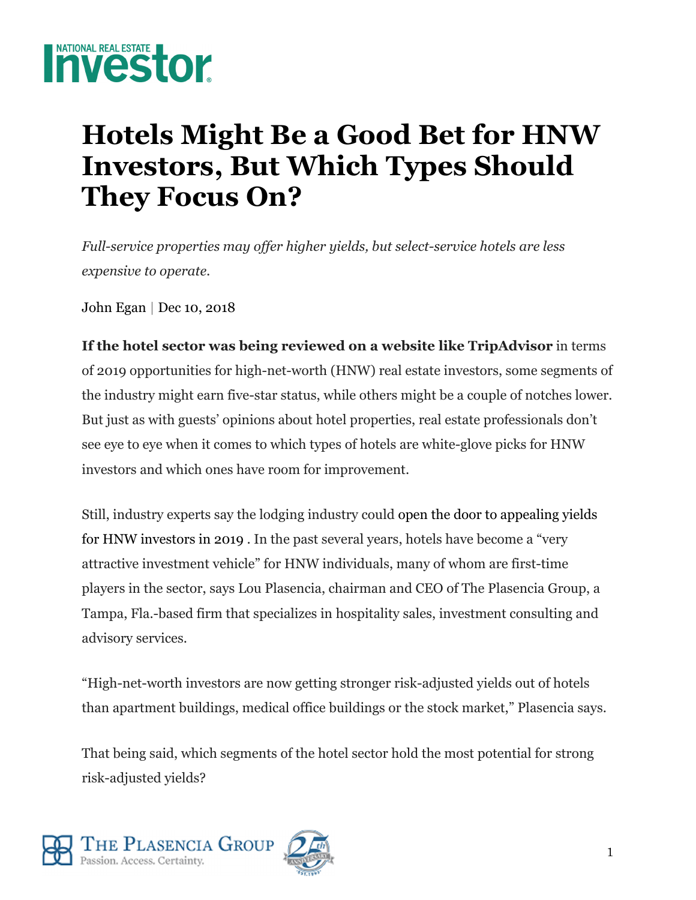NATIONAL REAL ESTATE **Investor**

# Hotels Might Be a Good Bet for HNW Investors, But Which Types Should They Focus On?

*Full-service properties may offer higher yields, but select-service hotels are less expensive to operate.*

John Egan | Dec 10, 2018

**If the hotel sector was being reviewed on a website like TripAdvisor** in terms of 2019 opportunities for high-net-worth (HNW) real estate investors, some segments of the industry might earn five-star status, while others might be a couple of notches lower. But just as with guests' opinions about hotel properties, real estate professionals don't see eye to eye when it comes to which types of hotels are white-glove picks for HNW investors and which ones have room for improvement.

Still, industry experts say the lodging industry could open the door to appealing yields for HNW investors in 2019 . In the past several years, hotels have become a "very attractive investment vehicle" for HNW individuals, many of whom are first-time players in the sector, says Lou Plasencia, chairman and CEO of The Plasencia Group, a Tampa, Fla.-based firm that specializes in hospitality sales, investment consulting and advisory services.

"High-net-worth investors are now getting stronger risk-adjusted yields out of hotels than apartment buildings, medical office buildings or the stock market," Plasencia says.

That being said, which segments of the hotel sector hold the most potential for strong risk-adjusted yields?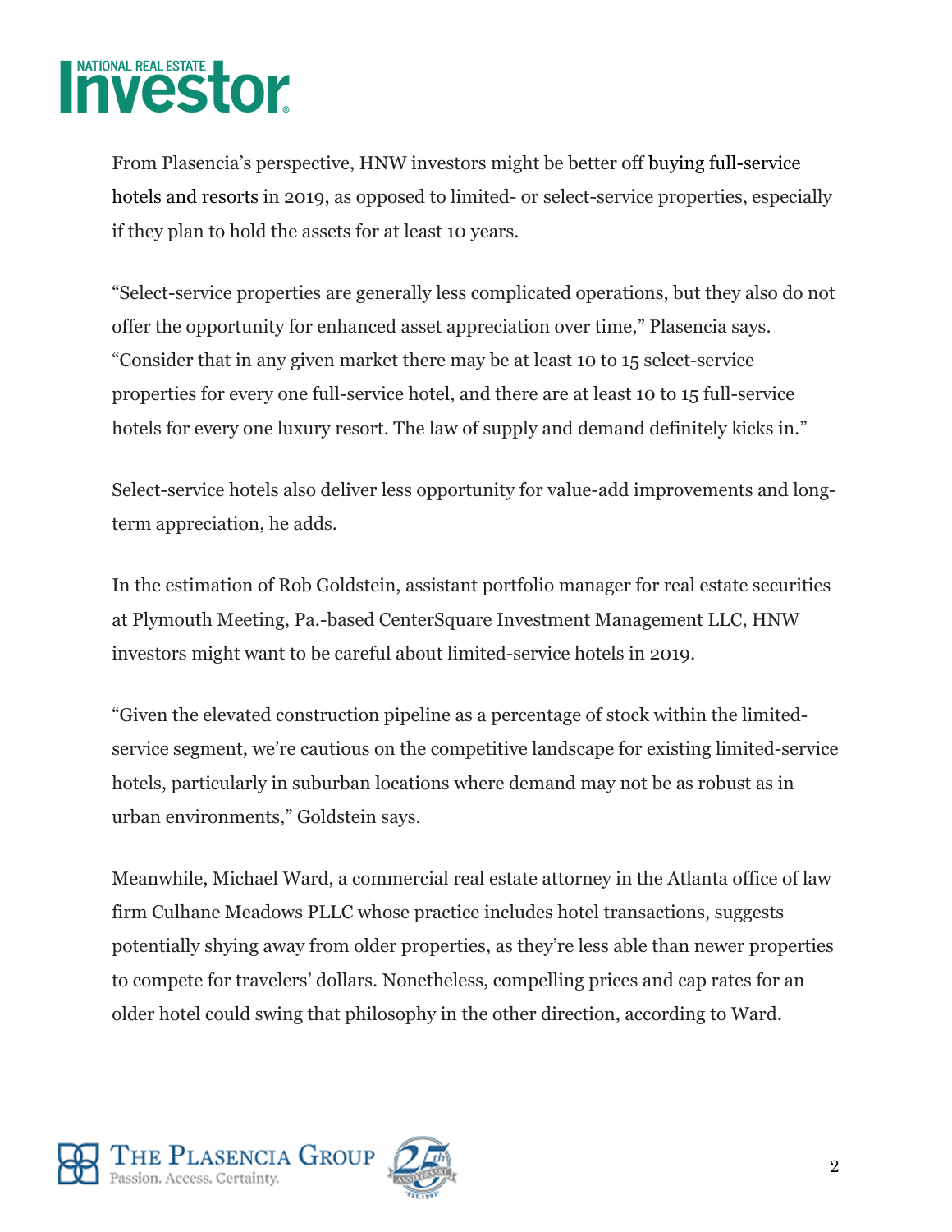From Plasencia's perspective, HNW investors might be better off buying full-service hotels and resorts in 2019, as opposed to limited- or select-service properties, especially if they plan to hold the assets for at least 10 years.

"Select-service properties are generally less complicated operations, but they also do not offer the opportunity for enhanced asset appreciation over time," Plasencia says. "Consider that in any given market there may be at least 10 to 15 select-service properties for every one full-service hotel, and there are at least 10 to 15 full-service hotels for every one luxury resort. The law of supply and demand definitely kicks in."

Select-service hotels also deliver less opportunity for value-add improvements and long-term appreciation, he adds.

In the estimation of Rob Goldstein, assistant portfolio manager for real estate securities at Plymouth Meeting, Pa.-based CenterSquare Investment Management LLC, HNW investors might want to be careful about limited-service hotels in 2019.

"Given the elevated construction pipeline as a percentage of stock within the limited-service segment, we're cautious on the competitive landscape for existing limited-service hotels, particularly in suburban locations where demand may not be as robust as in urban environments," Goldstein says.

Meanwhile, Michael Ward, a commercial real estate attorney in the Atlanta office of law firm Culhane Meadows PLLC whose practice includes hotel transactions, suggests potentially shying away from older properties, as they're less able than newer properties to compete for travelers' dollars. Nonetheless, compelling prices and cap rates for an older hotel could swing that philosophy in the other direction, according to Ward.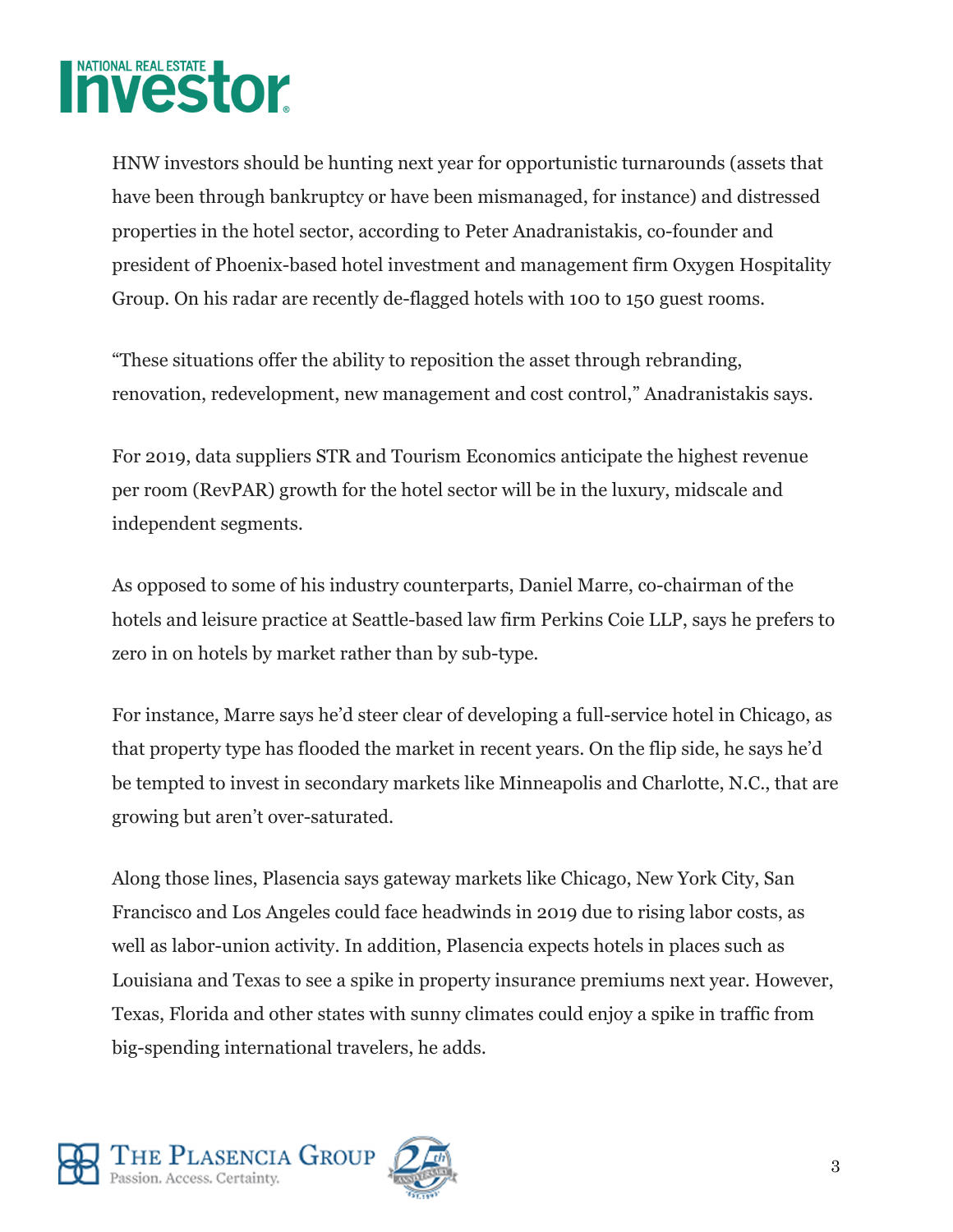HNW investors should be hunting next year for opportunistic turnarounds (assets that have been through bankruptcy or have been mismanaged, for instance) and distressed properties in the hotel sector, according to Peter Anadranistakis, co-founder and president of Phoenix-based hotel investment and management firm Oxygen Hospitality Group. On his radar are recently de-flagged hotels with 100 to 150 guest rooms.

"These situations offer the ability to reposition the asset through rebranding, renovation, redevelopment, new management and cost control," Anadranistakis says.

For 2019, data suppliers STR and Tourism Economics anticipate the highest revenue per room (RevPAR) growth for the hotel sector will be in the luxury, midscale and independent segments.

As opposed to some of his industry counterparts, Daniel Marre, co-chairman of the hotels and leisure practice at Seattle-based law firm Perkins Coie LLP, says he prefers to zero in on hotels by market rather than by sub-type.

For instance, Marre says he'd steer clear of developing a full-service hotel in Chicago, as that property type has flooded the market in recent years. On the flip side, he says he'd be tempted to invest in secondary markets like Minneapolis and Charlotte, N.C., that are growing but aren't over-saturated.

Along those lines, Plasencia says gateway markets like Chicago, New York City, San Francisco and Los Angeles could face headwinds in 2019 due to rising labor costs, as well as labor-union activity. In addition, Plasencia expects hotels in places such as Louisiana and Texas to see a spike in property insurance premiums next year. However, Texas, Florida and other states with sunny climates could enjoy a spike in traffic from big-spending international travelers, he adds.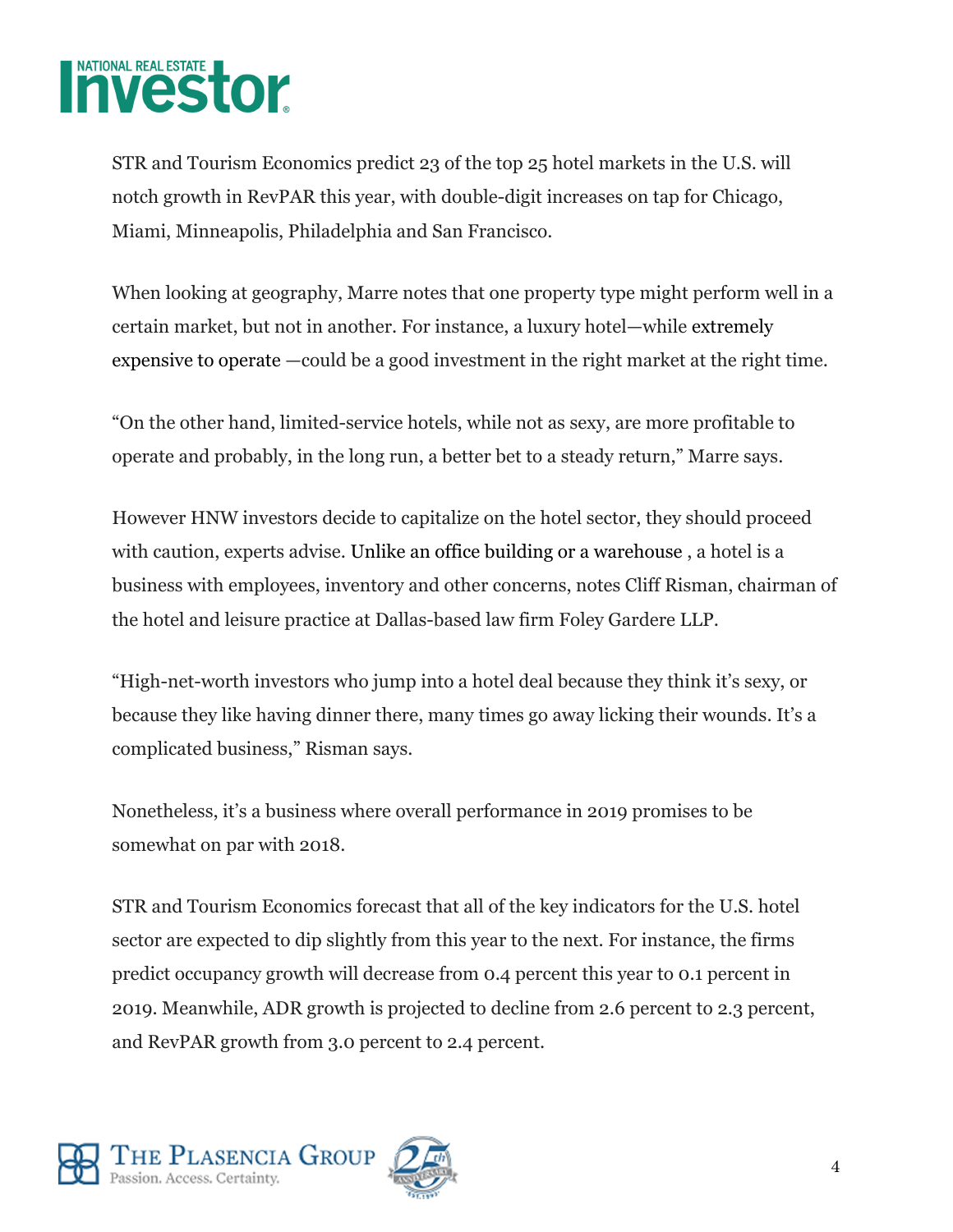STR and Tourism Economics predict 23 of the top 25 hotel markets in the U.S. will notch growth in RevPAR this year, with double-digit increases on tap for Chicago, Miami, Minneapolis, Philadelphia and San Francisco.

When looking at geography, Marre notes that one property type might perform well in a certain market, but not in another. For instance, a luxury hotel—while extremely expensive to operate —could be a good investment in the right market at the right time.

"On the other hand, limited-service hotels, while not as sexy, are more profitable to operate and probably, in the long run, a better bet to a steady return," Marre says.

However HNW investors decide to capitalize on the hotel sector, they should proceed with caution, experts advise. Unlike an office building or a warehouse , a hotel is a business with employees, inventory and other concerns, notes Cliff Risman, chairman of the hotel and leisure practice at Dallas-based law firm Foley Gardere LLP.

"High-net-worth investors who jump into a hotel deal because they think it's sexy, or because they like having dinner there, many times go away licking their wounds. It's a complicated business," Risman says.

Nonetheless, it's a business where overall performance in 2019 promises to be somewhat on par with 2018.

STR and Tourism Economics forecast that all of the key indicators for the U.S. hotel sector are expected to dip slightly from this year to the next. For instance, the firms predict occupancy growth will decrease from 0.4 percent this year to 0.1 percent in 2019. Meanwhile, ADR growth is projected to decline from 2.6 percent to 2.3 percent, and RevPAR growth from 3.0 percent to 2.4 percent.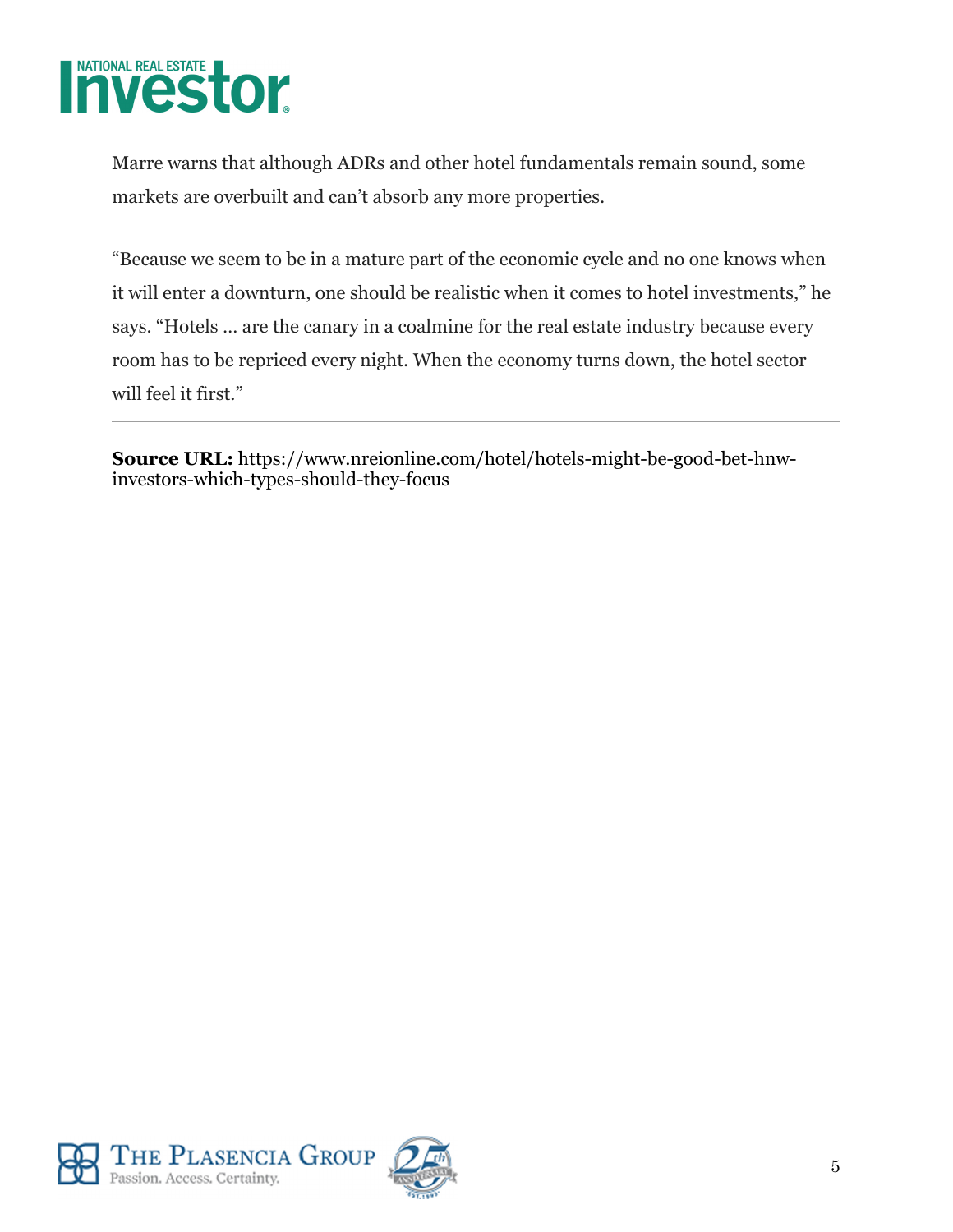Marre warns that although ADRs and other hotel fundamentals remain sound, some markets are overbuilt and can't absorb any more properties.

"Because we seem to be in a mature part of the economic cycle and no one knows when it will enter a downturn, one should be realistic when it comes to hotel investments," he says. "Hotels … are the canary in a coalmine for the real estate industry because every room has to be repriced every night. When the economy turns down, the hotel sector will feel it first."

---

**Source URL:** https://www.nreionline.com/hotel/hotels-might-be-good-bet-hnw-investors-which-types-should-they-focus